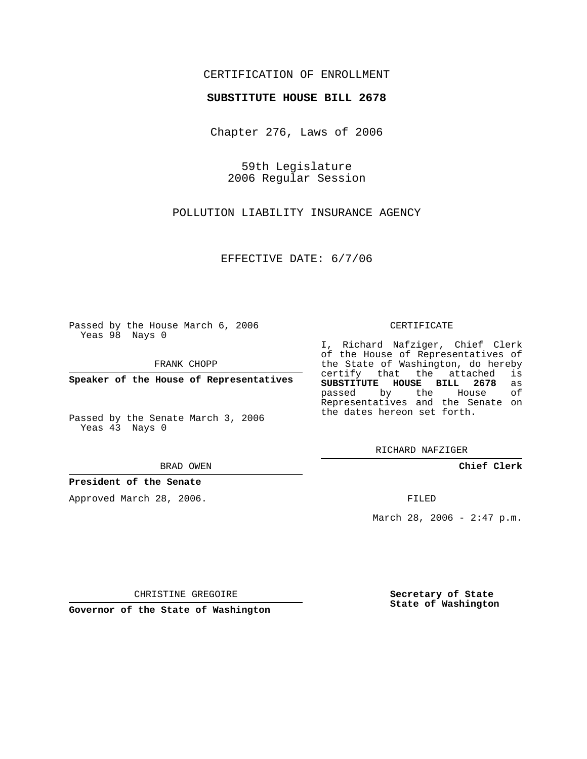CERTIFICATION OF ENROLLMENT

**SUBSTITUTE HOUSE BILL 2678**

Chapter 276, Laws of 2006

59th Legislature
2006 Regular Session

POLLUTION LIABILITY INSURANCE AGENCY

EFFECTIVE DATE: 6/7/06

Passed by the House March 6, 2006
Yeas 98 Nays 0

FRANK CHOPP

**Speaker of the House of Representatives**

Passed by the Senate March 3, 2006
Yeas 43 Nays 0

BRAD OWEN

**President of the Senate**

Approved March 28, 2006.

CHRISTINE GREGOIRE

**Governor of the State of Washington**

CERTIFICATE

I, Richard Nafziger, Chief Clerk of the House of Representatives of the State of Washington, do hereby certify that the attached is **SUBSTITUTE HOUSE BILL 2678** as passed by the House of Representatives and the Senate on the dates hereon set forth.

RICHARD NAFZIGER

**Chief Clerk**

FILED

March 28, 2006 - 2:47 p.m.

**Secretary of State**
**State of Washington**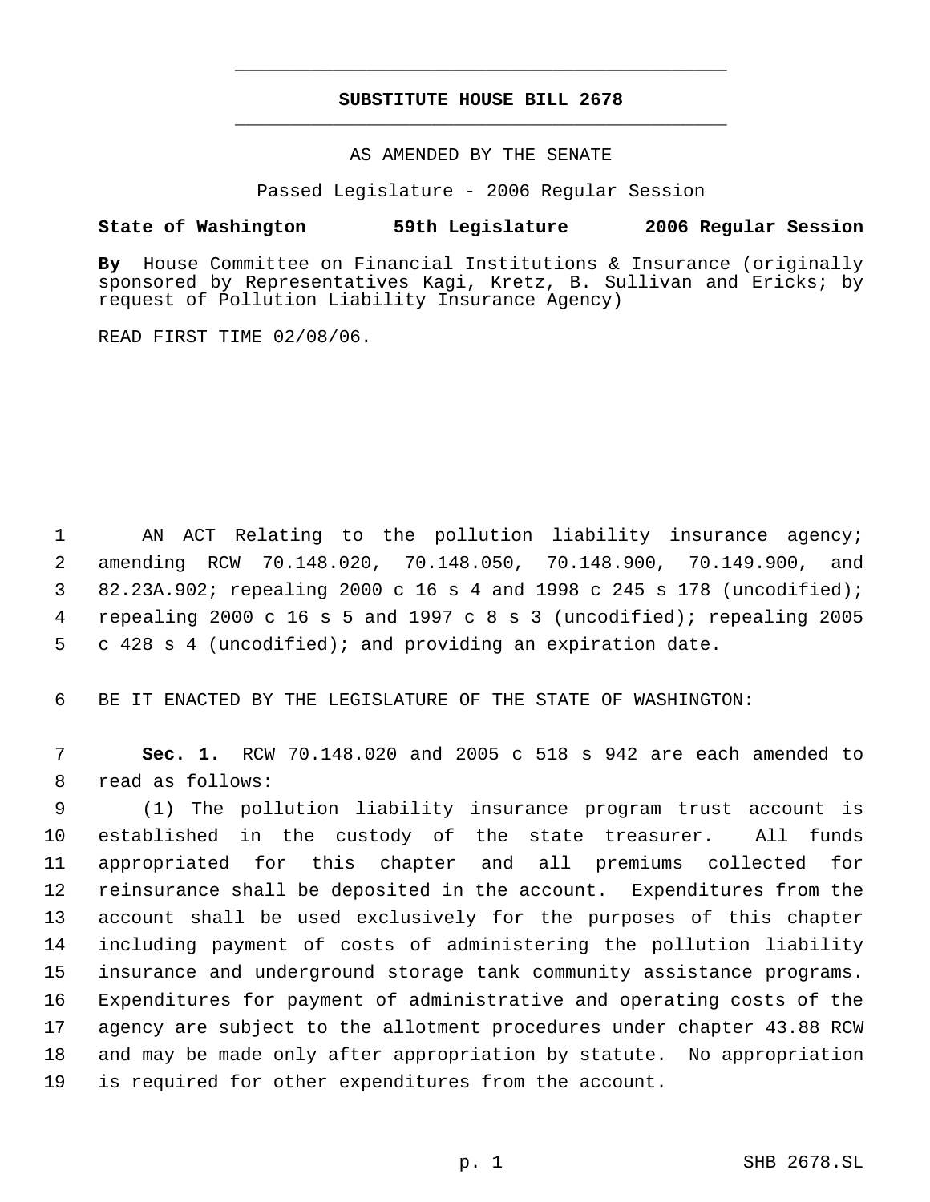# SUBSTITUTE HOUSE BILL 2678

AS AMENDED BY THE SENATE

Passed Legislature - 2006 Regular Session

**State of Washington 59th Legislature 2006 Regular Session**

**By** House Committee on Financial Institutions & Insurance (originally sponsored by Representatives Kagi, Kretz, B. Sullivan and Ericks; by request of Pollution Liability Insurance Agency)

READ FIRST TIME 02/08/06.

AN ACT Relating to the pollution liability insurance agency; amending RCW 70.148.020, 70.148.050, 70.148.900, 70.149.900, and 82.23A.902; repealing 2000 c 16 s 4 and 1998 c 245 s 178 (uncodified); repealing 2000 c 16 s 5 and 1997 c 8 s 3 (uncodified); repealing 2005 c 428 s 4 (uncodified); and providing an expiration date.

BE IT ENACTED BY THE LEGISLATURE OF THE STATE OF WASHINGTON:

**Sec. 1.** RCW 70.148.020 and 2005 c 518 s 942 are each amended to read as follows:

(1) The pollution liability insurance program trust account is established in the custody of the state treasurer. All funds appropriated for this chapter and all premiums collected for reinsurance shall be deposited in the account. Expenditures from the account shall be used exclusively for the purposes of this chapter including payment of costs of administering the pollution liability insurance and underground storage tank community assistance programs. Expenditures for payment of administrative and operating costs of the agency are subject to the allotment procedures under chapter 43.88 RCW and may be made only after appropriation by statute. No appropriation is required for other expenditures from the account.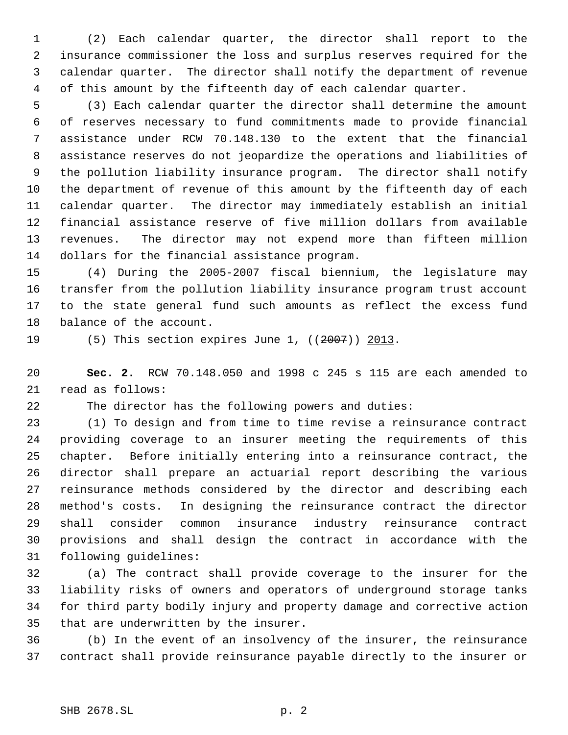(2) Each calendar quarter, the director shall report to the insurance commissioner the loss and surplus reserves required for the calendar quarter. The director shall notify the department of revenue of this amount by the fifteenth day of each calendar quarter.

(3) Each calendar quarter the director shall determine the amount of reserves necessary to fund commitments made to provide financial assistance under RCW 70.148.130 to the extent that the financial assistance reserves do not jeopardize the operations and liabilities of the pollution liability insurance program. The director shall notify the department of revenue of this amount by the fifteenth day of each calendar quarter. The director may immediately establish an initial financial assistance reserve of five million dollars from available revenues. The director may not expend more than fifteen million dollars for the financial assistance program.

(4) During the 2005-2007 fiscal biennium, the legislature may transfer from the pollution liability insurance program trust account to the state general fund such amounts as reflect the excess fund balance of the account.

(5) This section expires June 1, ((~~2007~~)) <u>2013</u>.

**Sec. 2.** RCW 70.148.050 and 1998 c 245 s 115 are each amended to read as follows:

The director has the following powers and duties:

(1) To design and from time to time revise a reinsurance contract providing coverage to an insurer meeting the requirements of this chapter. Before initially entering into a reinsurance contract, the director shall prepare an actuarial report describing the various reinsurance methods considered by the director and describing each method's costs. In designing the reinsurance contract the director shall consider common insurance industry reinsurance contract provisions and shall design the contract in accordance with the following guidelines:

(a) The contract shall provide coverage to the insurer for the liability risks of owners and operators of underground storage tanks for third party bodily injury and property damage and corrective action that are underwritten by the insurer.

(b) In the event of an insolvency of the insurer, the reinsurance contract shall provide reinsurance payable directly to the insurer or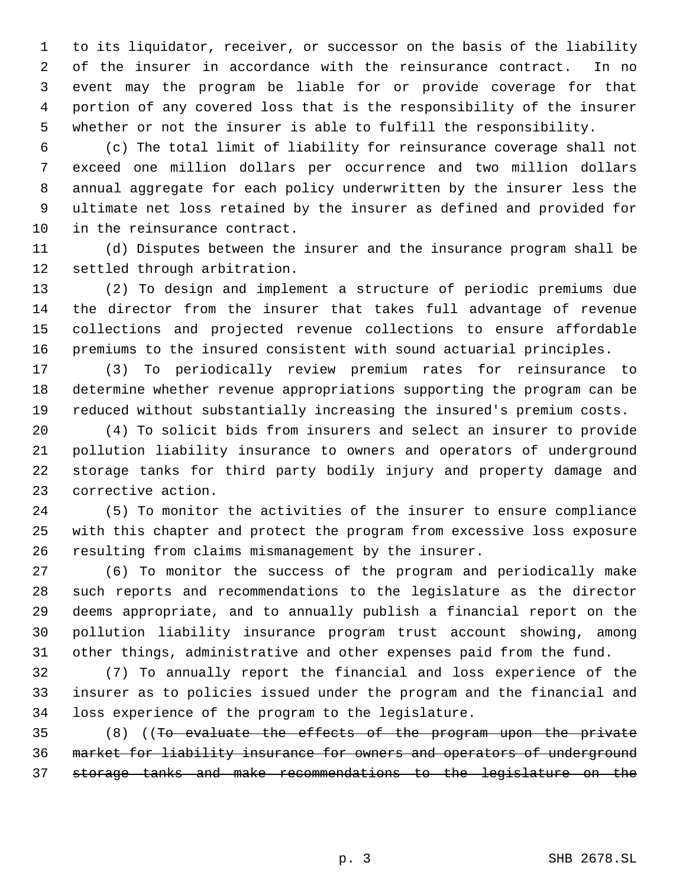to its liquidator, receiver, or successor on the basis of the liability of the insurer in accordance with the reinsurance contract. In no event may the program be liable for or provide coverage for that portion of any covered loss that is the responsibility of the insurer whether or not the insurer is able to fulfill the responsibility.

(c) The total limit of liability for reinsurance coverage shall not exceed one million dollars per occurrence and two million dollars annual aggregate for each policy underwritten by the insurer less the ultimate net loss retained by the insurer as defined and provided for in the reinsurance contract.

(d) Disputes between the insurer and the insurance program shall be settled through arbitration.

(2) To design and implement a structure of periodic premiums due the director from the insurer that takes full advantage of revenue collections and projected revenue collections to ensure affordable premiums to the insured consistent with sound actuarial principles.

(3) To periodically review premium rates for reinsurance to determine whether revenue appropriations supporting the program can be reduced without substantially increasing the insured's premium costs.

(4) To solicit bids from insurers and select an insurer to provide pollution liability insurance to owners and operators of underground storage tanks for third party bodily injury and property damage and corrective action.

(5) To monitor the activities of the insurer to ensure compliance with this chapter and protect the program from excessive loss exposure resulting from claims mismanagement by the insurer.

(6) To monitor the success of the program and periodically make such reports and recommendations to the legislature as the director deems appropriate, and to annually publish a financial report on the pollution liability insurance program trust account showing, among other things, administrative and other expenses paid from the fund.

(7) To annually report the financial and loss experience of the insurer as to policies issued under the program and the financial and loss experience of the program to the legislature.

(8) ((~~To evaluate the effects of the program upon the private market for liability insurance for owners and operators of underground storage tanks and make recommendations to the legislature on the~~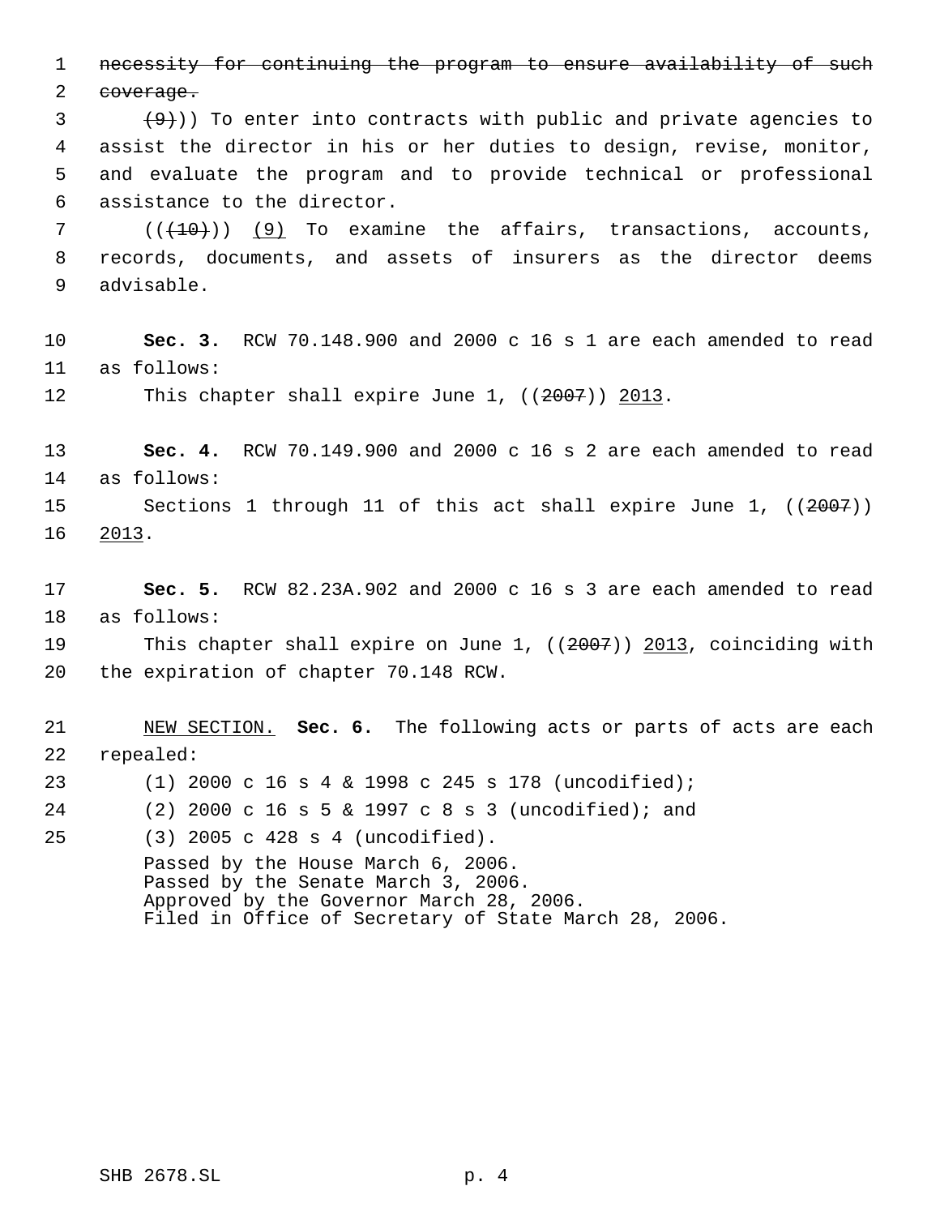~~necessity for continuing the program to ensure availability of such coverage.~~

~~(9)~~)) To enter into contracts with public and private agencies to assist the director in his or her duties to design, revise, monitor, and evaluate the program and to provide technical or professional assistance to the director.

((~~(10)~~)) (9) To examine the affairs, transactions, accounts, records, documents, and assets of insurers as the director deems advisable.

**Sec. 3.** RCW 70.148.900 and 2000 c 16 s 1 are each amended to read as follows:

This chapter shall expire June 1, ((~~2007~~)) 2013.

**Sec. 4.** RCW 70.149.900 and 2000 c 16 s 2 are each amended to read as follows:

Sections 1 through 11 of this act shall expire June 1, ((~~2007~~)) 2013.

**Sec. 5.** RCW 82.23A.902 and 2000 c 16 s 3 are each amended to read as follows:

This chapter shall expire on June 1, ((~~2007~~)) 2013, coinciding with the expiration of chapter 70.148 RCW.

NEW SECTION. **Sec. 6.** The following acts or parts of acts are each repealed:

(1) 2000 c 16 s 4 & 1998 c 245 s 178 (uncodified);

(2) 2000 c 16 s 5 & 1997 c 8 s 3 (uncodified); and

(3) 2005 c 428 s 4 (uncodified).

Passed by the House March 6, 2006.
Passed by the Senate March 3, 2006.
Approved by the Governor March 28, 2006.
Filed in Office of Secretary of State March 28, 2006.